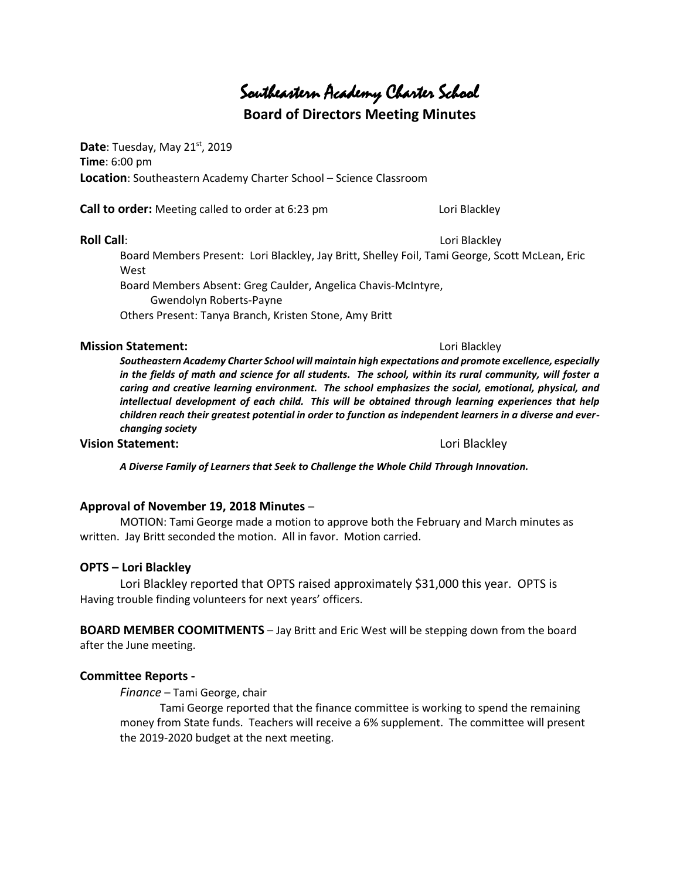# Southeastern Academy Charter School

## Board of Directors Meeting Minutes

**Date**: Tuesday, May 21st, 2019
**Time**: 6:00 pm
**Location**: Southeastern Academy Charter School – Science Classroom

**Call to order:** Meeting called to order at 6:23 pm — Lori Blackley

**Roll Call**: — Lori Blackley

Board Members Present: Lori Blackley, Jay Britt, Shelley Foil, Tami George, Scott McLean, Eric West
Board Members Absent: Greg Caulder, Angelica Chavis-McIntyre, Gwendolyn Roberts-Payne
Others Present: Tanya Branch, Kristen Stone, Amy Britt

**Mission Statement:** — Lori Blackley

***Southeastern Academy Charter School will maintain high expectations and promote excellence, especially in the fields of math and science for all students. The school, within its rural community, will foster a caring and creative learning environment. The school emphasizes the social, emotional, physical, and intellectual development of each child. This will be obtained through learning experiences that help children reach their greatest potential in order to function as independent learners in a diverse and ever-changing society***

**Vision Statement:** — Lori Blackley

***A Diverse Family of Learners that Seek to Challenge the Whole Child Through Innovation.***

### Approval of November 19, 2018 Minutes –

MOTION: Tami George made a motion to approve both the February and March minutes as written. Jay Britt seconded the motion. All in favor. Motion carried.

### OPTS – Lori Blackley

Lori Blackley reported that OPTS raised approximately $31,000 this year. OPTS is Having trouble finding volunteers for next years' officers.

**BOARD MEMBER COOMITMENTS** – Jay Britt and Eric West will be stepping down from the board after the June meeting.

### Committee Reports -

*Finance* – Tami George, chair

Tami George reported that the finance committee is working to spend the remaining money from State funds. Teachers will receive a 6% supplement. The committee will present the 2019-2020 budget at the next meeting.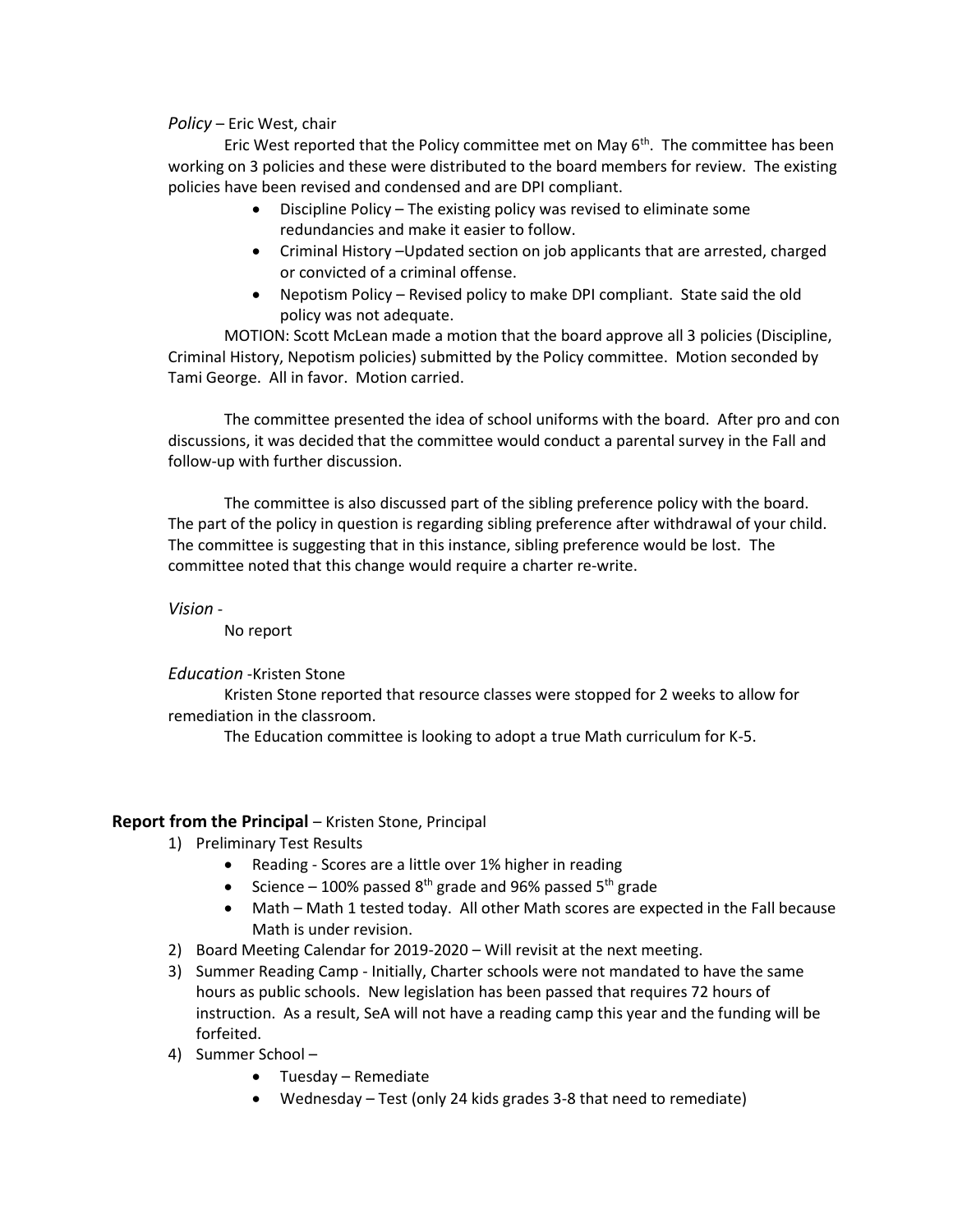*Policy* – Eric West, chair

Eric West reported that the Policy committee met on May 6th. The committee has been working on 3 policies and these were distributed to the board members for review. The existing policies have been revised and condensed and are DPI compliant.

- Discipline Policy – The existing policy was revised to eliminate some redundancies and make it easier to follow.
- Criminal History –Updated section on job applicants that are arrested, charged or convicted of a criminal offense.
- Nepotism Policy – Revised policy to make DPI compliant. State said the old policy was not adequate.

MOTION: Scott McLean made a motion that the board approve all 3 policies (Discipline, Criminal History, Nepotism policies) submitted by the Policy committee. Motion seconded by Tami George. All in favor. Motion carried.

The committee presented the idea of school uniforms with the board. After pro and con discussions, it was decided that the committee would conduct a parental survey in the Fall and follow-up with further discussion.

The committee is also discussed part of the sibling preference policy with the board. The part of the policy in question is regarding sibling preference after withdrawal of your child. The committee is suggesting that in this instance, sibling preference would be lost. The committee noted that this change would require a charter re-write.

*Vision* -

No report

*Education* -Kristen Stone

Kristen Stone reported that resource classes were stopped for 2 weeks to allow for remediation in the classroom.

The Education committee is looking to adopt a true Math curriculum for K-5.

**Report from the Principal** – Kristen Stone, Principal

1) Preliminary Test Results
   - Reading - Scores are a little over 1% higher in reading
   - Science – 100% passed 8th grade and 96% passed 5th grade
   - Math – Math 1 tested today. All other Math scores are expected in the Fall because Math is under revision.
2) Board Meeting Calendar for 2019-2020 – Will revisit at the next meeting.
3) Summer Reading Camp - Initially, Charter schools were not mandated to have the same hours as public schools. New legislation has been passed that requires 72 hours of instruction. As a result, SeA will not have a reading camp this year and the funding will be forfeited.
4) Summer School –
   - Tuesday – Remediate
   - Wednesday – Test (only 24 kids grades 3-8 that need to remediate)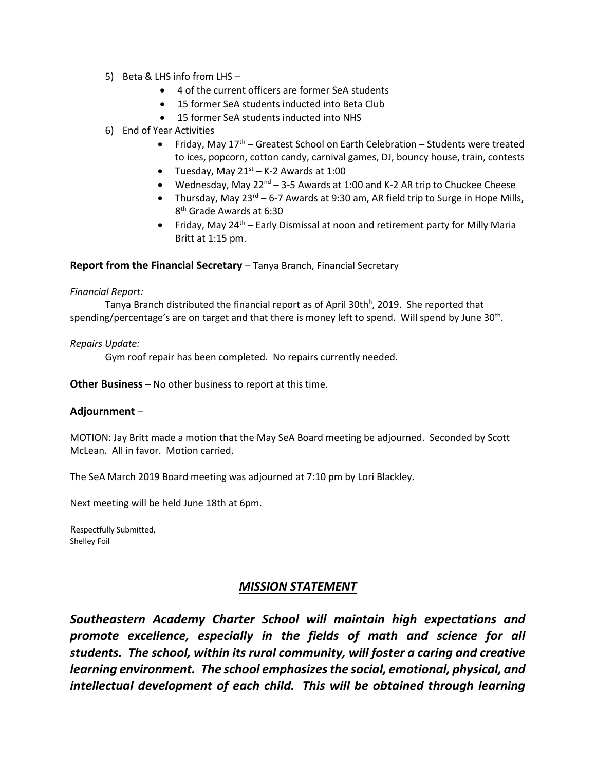5) Beta & LHS info from LHS –
   - 4 of the current officers are former SeA students
   - 15 former SeA students inducted into Beta Club
   - 15 former SeA students inducted into NHS
6) End of Year Activities
   - Friday, May 17th – Greatest School on Earth Celebration – Students were treated to ices, popcorn, cotton candy, carnival games, DJ, bouncy house, train, contests
   - Tuesday, May 21st – K-2 Awards at 1:00
   - Wednesday, May 22nd – 3-5 Awards at 1:00 and K-2 AR trip to Chuckee Cheese
   - Thursday, May 23rd – 6-7 Awards at 9:30 am, AR field trip to Surge in Hope Mills, 8th Grade Awards at 6:30
   - Friday, May 24th – Early Dismissal at noon and retirement party for Milly Maria Britt at 1:15 pm.

**Report from the Financial Secretary** – Tanya Branch, Financial Secretary

*Financial Report:*

Tanya Branch distributed the financial report as of April 30thh, 2019. She reported that spending/percentage's are on target and that there is money left to spend. Will spend by June 30th.

*Repairs Update:*

Gym roof repair has been completed. No repairs currently needed.

**Other Business** – No other business to report at this time.

**Adjournment** –

MOTION: Jay Britt made a motion that the May SeA Board meeting be adjourned. Seconded by Scott McLean. All in favor. Motion carried.

The SeA March 2019 Board meeting was adjourned at 7:10 pm by Lori Blackley.

Next meeting will be held June 18th at 6pm.

Respectfully Submitted,
Shelley Foil

## *MISSION STATEMENT*

***Southeastern Academy Charter School will maintain high expectations and promote excellence, especially in the fields of math and science for all students. The school, within its rural community, will foster a caring and creative learning environment. The school emphasizes the social, emotional, physical, and intellectual development of each child. This will be obtained through learning***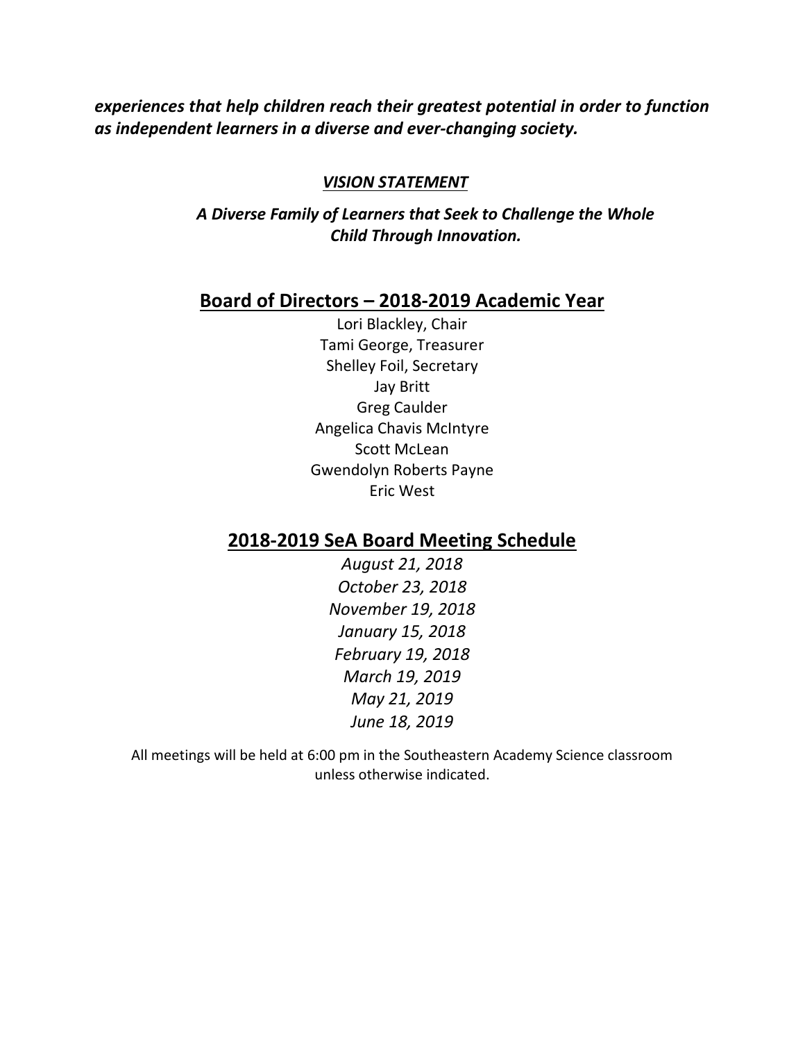***experiences that help children reach their greatest potential in order to function as independent learners in a diverse and ever-changing society.***

***VISION STATEMENT***

***A Diverse Family of Learners that Seek to Challenge the Whole Child Through Innovation.***

## Board of Directors – 2018-2019 Academic Year

Lori Blackley, Chair
Tami George, Treasurer
Shelley Foil, Secretary
Jay Britt
Greg Caulder
Angelica Chavis McIntyre
Scott McLean
Gwendolyn Roberts Payne
Eric West

## 2018-2019 SeA Board Meeting Schedule

*August 21, 2018*
*October 23, 2018*
*November 19, 2018*
*January 15, 2018*
*February 19, 2018*
*March 19, 2019*
*May 21, 2019*
*June 18, 2019*

All meetings will be held at 6:00 pm in the Southeastern Academy Science classroom unless otherwise indicated.